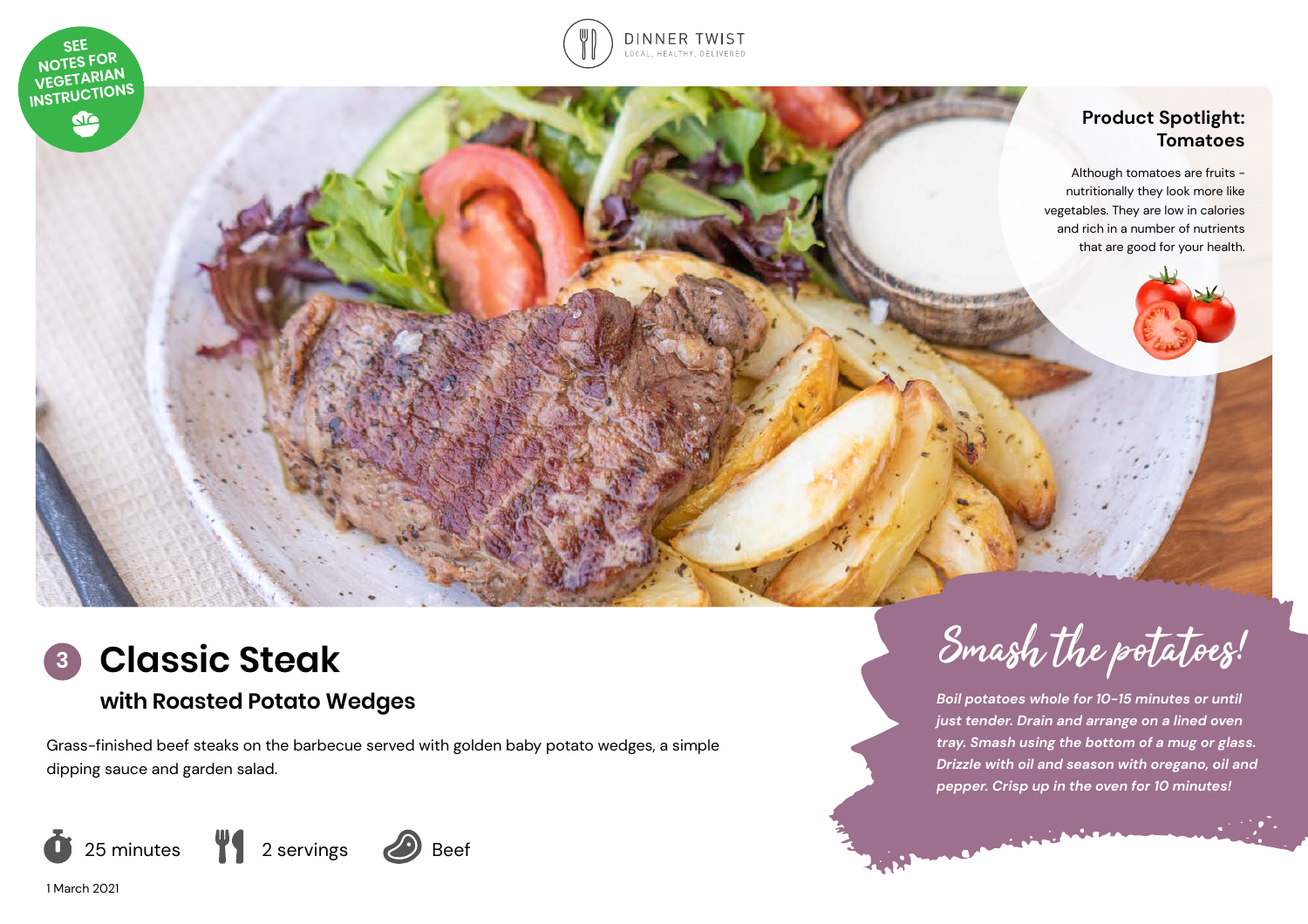DINNER TWIST
LOCAL, HEALTHY, DELIVERED

SEE NOTES FOR VEGETARIAN INSTRUCTIONS

## Product Spotlight: Tomatoes

Although tomatoes are fruits - nutritionally they look more like vegetables. They are low in calories and rich in a number of nutrients that are good for your health.

# 3 Classic Steak

## with Roasted Potato Wedges

Grass-finished beef steaks on the barbecue served with golden baby potato wedges, a simple dipping sauce and garden salad.

25 minutes | 2 servings | Beef

1 March 2021

### Smash the potatoes!

*Boil potatoes whole for 10-15 minutes or until just tender. Drain and arrange on a lined oven tray. Smash using the bottom of a mug or glass. Drizzle with oil and season with oregano, oil and pepper. Crisp up in the oven for 10 minutes!*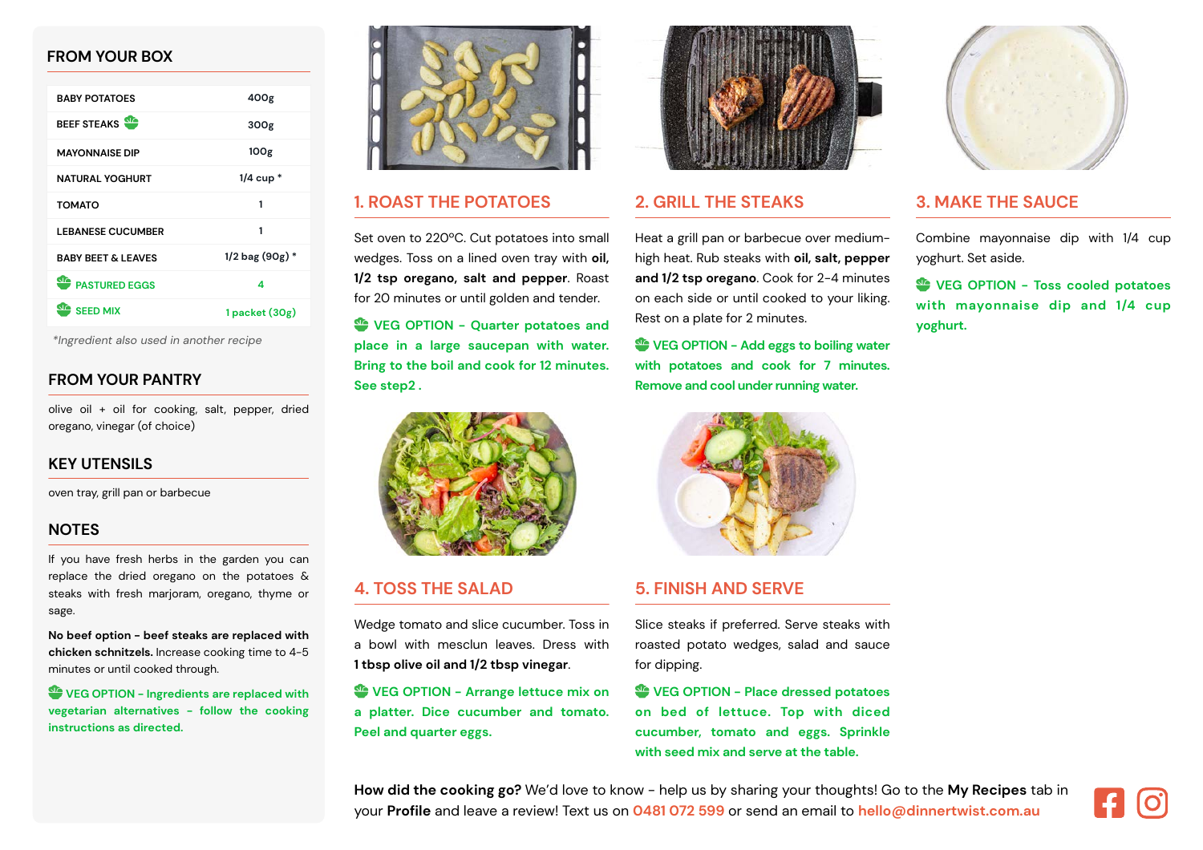## FROM YOUR BOX

| | |
|---|---|
| BABY POTATOES | 400g |
| BEEF STEAKS | 300g |
| MAYONNAISE DIP | 100g |
| NATURAL YOGHURT | 1/4 cup * |
| TOMATO | 1 |
| LEBANESE CUCUMBER | 1 |
| BABY BEET & LEAVES | 1/2 bag (90g) * |
| PASTURED EGGS | 4 |
| SEED MIX | 1 packet (30g) |

*Ingredient also used in another recipe*

## FROM YOUR PANTRY

olive oil + oil for cooking, salt, pepper, dried oregano, vinegar (of choice)

## KEY UTENSILS

oven tray, grill pan or barbecue

## NOTES

If you have fresh herbs in the garden you can replace the dried oregano on the potatoes & steaks with fresh marjoram, oregano, thyme or sage.

**No beef option - beef steaks are replaced with chicken schnitzels.** Increase cooking time to 4-5 minutes or until cooked through.

**VEG OPTION - Ingredients are replaced with vegetarian alternatives - follow the cooking instructions as directed.**

## 1. ROAST THE POTATOES

Set oven to 220°C. Cut potatoes into small wedges. Toss on a lined oven tray with **oil, 1/2 tsp oregano, salt and pepper**. Roast for 20 minutes or until golden and tender.

**VEG OPTION - Quarter potatoes and place in a large saucepan with water. Bring to the boil and cook for 12 minutes. See step2 .**

## 2. GRILL THE STEAKS

Heat a grill pan or barbecue over medium-high heat. Rub steaks with **oil, salt, pepper and 1/2 tsp oregano**. Cook for 2-4 minutes on each side or until cooked to your liking. Rest on a plate for 2 minutes.

**VEG OPTION - Add eggs to boiling water with potatoes and cook for 7 minutes. Remove and cool under running water.**

## 3. MAKE THE SAUCE

Combine mayonnaise dip with 1/4 cup yoghurt. Set aside.

**VEG OPTION - Toss cooled potatoes with mayonnaise dip and 1/4 cup yoghurt.**

## 4. TOSS THE SALAD

Wedge tomato and slice cucumber. Toss in a bowl with mesclun leaves. Dress with **1 tbsp olive oil and 1/2 tbsp vinegar**.

**VEG OPTION - Arrange lettuce mix on a platter. Dice cucumber and tomato. Peel and quarter eggs.**

## 5. FINISH AND SERVE

Slice steaks if preferred. Serve steaks with roasted potato wedges, salad and sauce for dipping.

**VEG OPTION - Place dressed potatoes on bed of lettuce. Top with diced cucumber, tomato and eggs. Sprinkle with seed mix and serve at the table.**

**How did the cooking go?** We'd love to know - help us by sharing your thoughts! Go to the **My Recipes** tab in your **Profile** and leave a review! Text us on 0481 072 599 or send an email to hello@dinnertwist.com.au